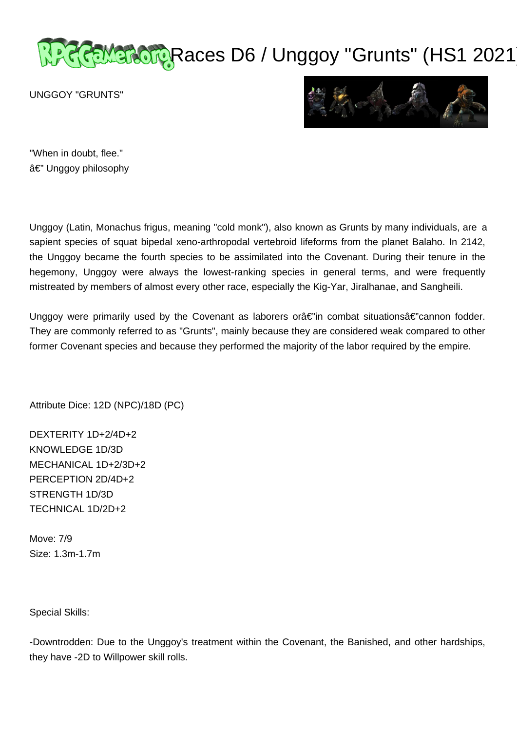# Races D6 / Unggoy "Grunts" (HS1 2021)

UNGGOY "GRUNTS"

"When in doubt, flee."
â€" Unggoy philosophy

Unggoy (Latin, Monachus frigus, meaning "cold monk"), also known as Grunts by many individuals, are a sapient species of squat bipedal xeno-arthropodal vertebroid lifeforms from the planet Balaho. In 2142, the Unggoy became the fourth species to be assimilated into the Covenant. During their tenure in the hegemony, Unggoy were always the lowest-ranking species in general terms, and were frequently mistreated by members of almost every other race, especially the Kig-Yar, Jiralhanae, and Sangheili.

Unggoy were primarily used by the Covenant as laborers orâ€"in combat situationsâ€"cannon fodder. They are commonly referred to as "Grunts", mainly because they are considered weak compared to other former Covenant species and because they performed the majority of the labor required by the empire.

Attribute Dice: 12D (NPC)/18D (PC)

DEXTERITY 1D+2/4D+2
KNOWLEDGE 1D/3D
MECHANICAL 1D+2/3D+2
PERCEPTION 2D/4D+2
STRENGTH 1D/3D
TECHNICAL 1D/2D+2

Move: 7/9
Size: 1.3m-1.7m

Special Skills:

-Downtrodden: Due to the Unggoy's treatment within the Covenant, the Banished, and other hardships, they have -2D to Willpower skill rolls.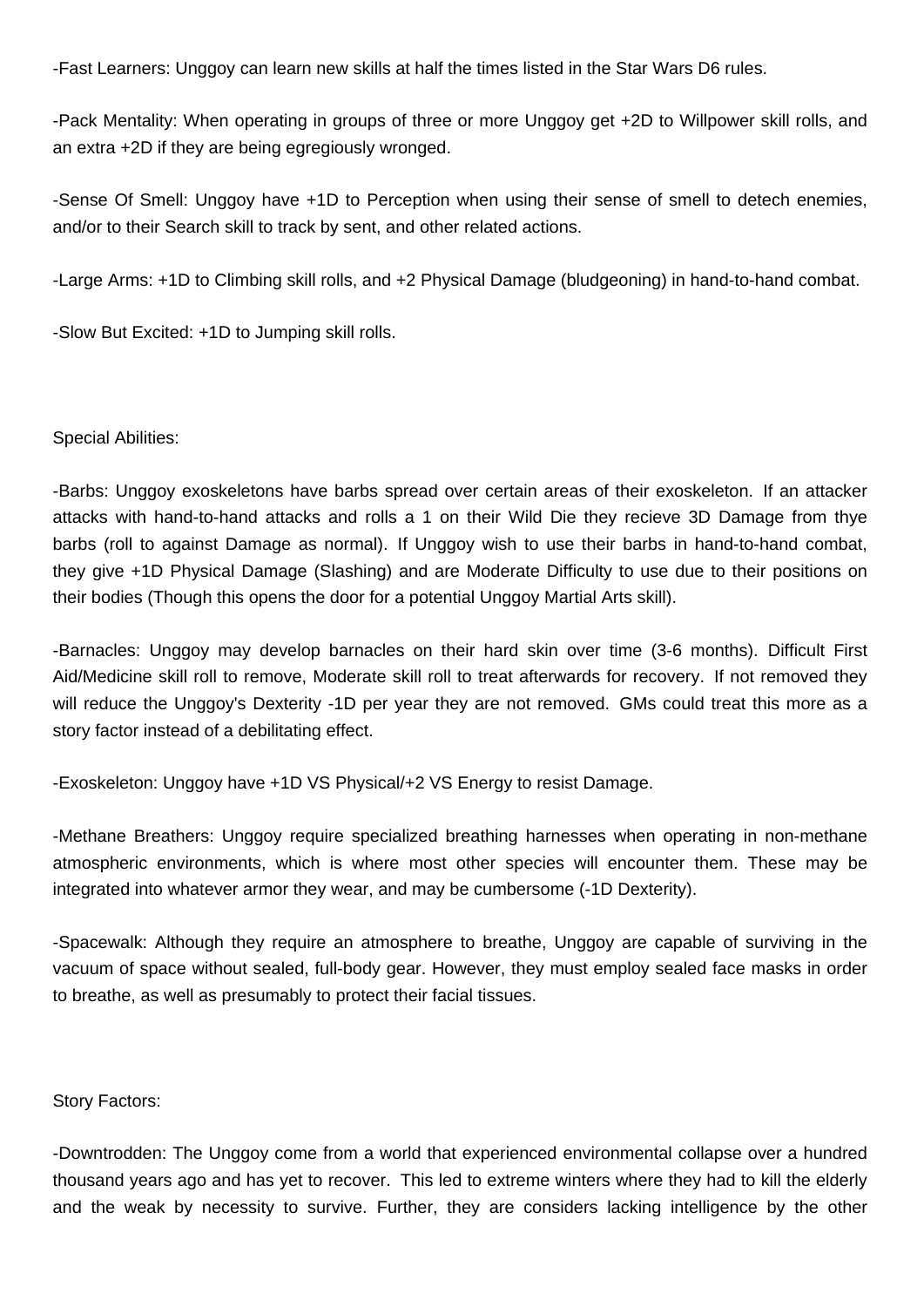-Fast Learners: Unggoy can learn new skills at half the times listed in the Star Wars D6 rules.

-Pack Mentality: When operating in groups of three or more Unggoy get +2D to Willpower skill rolls, and an extra +2D if they are being egregiously wronged.

-Sense Of Smell: Unggoy have +1D to Perception when using their sense of smell to detech enemies, and/or to their Search skill to track by sent, and other related actions.

-Large Arms: +1D to Climbing skill rolls, and +2 Physical Damage (bludgeoning) in hand-to-hand combat.

-Slow But Excited: +1D to Jumping skill rolls.

Special Abilities:

-Barbs: Unggoy exoskeletons have barbs spread over certain areas of their exoskeleton. If an attacker attacks with hand-to-hand attacks and rolls a 1 on their Wild Die they recieve 3D Damage from thye barbs (roll to against Damage as normal). If Unggoy wish to use their barbs in hand-to-hand combat, they give +1D Physical Damage (Slashing) and are Moderate Difficulty to use due to their positions on their bodies (Though this opens the door for a potential Unggoy Martial Arts skill).

-Barnacles: Unggoy may develop barnacles on their hard skin over time (3-6 months). Difficult First Aid/Medicine skill roll to remove, Moderate skill roll to treat afterwards for recovery. If not removed they will reduce the Unggoy's Dexterity -1D per year they are not removed. GMs could treat this more as a story factor instead of a debilitating effect.

-Exoskeleton: Unggoy have +1D VS Physical/+2 VS Energy to resist Damage.

-Methane Breathers: Unggoy require specialized breathing harnesses when operating in non-methane atmospheric environments, which is where most other species will encounter them. These may be integrated into whatever armor they wear, and may be cumbersome (-1D Dexterity).

-Spacewalk: Although they require an atmosphere to breathe, Unggoy are capable of surviving in the vacuum of space without sealed, full-body gear. However, they must employ sealed face masks in order to breathe, as well as presumably to protect their facial tissues.

Story Factors:

-Downtrodden: The Unggoy come from a world that experienced environmental collapse over a hundred thousand years ago and has yet to recover. This led to extreme winters where they had to kill the elderly and the weak by necessity to survive. Further, they are considers lacking intelligence by the other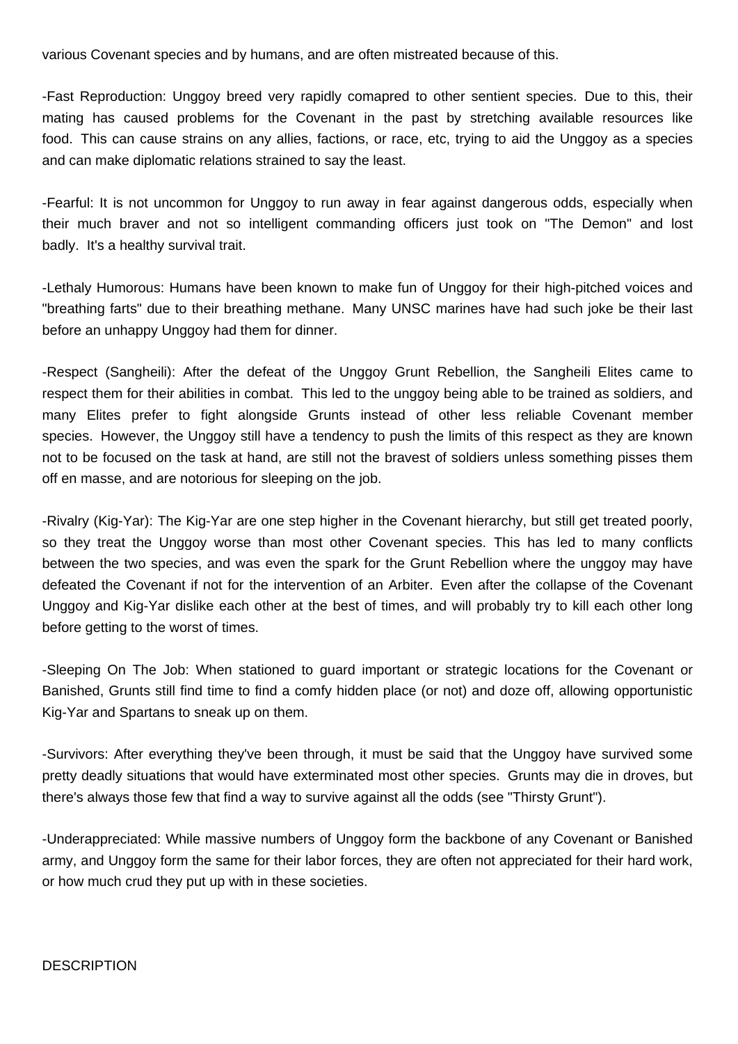various Covenant species and by humans, and are often mistreated because of this.

-Fast Reproduction: Unggoy breed very rapidly comapred to other sentient species. Due to this, their mating has caused problems for the Covenant in the past by stretching available resources like food. This can cause strains on any allies, factions, or race, etc, trying to aid the Unggoy as a species and can make diplomatic relations strained to say the least.

-Fearful: It is not uncommon for Unggoy to run away in fear against dangerous odds, especially when their much braver and not so intelligent commanding officers just took on "The Demon" and lost badly. It's a healthy survival trait.

-Lethaly Humorous: Humans have been known to make fun of Unggoy for their high-pitched voices and "breathing farts" due to their breathing methane. Many UNSC marines have had such joke be their last before an unhappy Unggoy had them for dinner.

-Respect (Sangheili): After the defeat of the Unggoy Grunt Rebellion, the Sangheili Elites came to respect them for their abilities in combat. This led to the unggoy being able to be trained as soldiers, and many Elites prefer to fight alongside Grunts instead of other less reliable Covenant member species. However, the Unggoy still have a tendency to push the limits of this respect as they are known not to be focused on the task at hand, are still not the bravest of soldiers unless something pisses them off en masse, and are notorious for sleeping on the job.

-Rivalry (Kig-Yar): The Kig-Yar are one step higher in the Covenant hierarchy, but still get treated poorly, so they treat the Unggoy worse than most other Covenant species. This has led to many conflicts between the two species, and was even the spark for the Grunt Rebellion where the unggoy may have defeated the Covenant if not for the intervention of an Arbiter. Even after the collapse of the Covenant Unggoy and Kig-Yar dislike each other at the best of times, and will probably try to kill each other long before getting to the worst of times.

-Sleeping On The Job: When stationed to guard important or strategic locations for the Covenant or Banished, Grunts still find time to find a comfy hidden place (or not) and doze off, allowing opportunistic Kig-Yar and Spartans to sneak up on them.

-Survivors: After everything they've been through, it must be said that the Unggoy have survived some pretty deadly situations that would have exterminated most other species. Grunts may die in droves, but there's always those few that find a way to survive against all the odds (see "Thirsty Grunt").

-Underappreciated: While massive numbers of Unggoy form the backbone of any Covenant or Banished army, and Unggoy form the same for their labor forces, they are often not appreciated for their hard work, or how much crud they put up with in these societies.

DESCRIPTION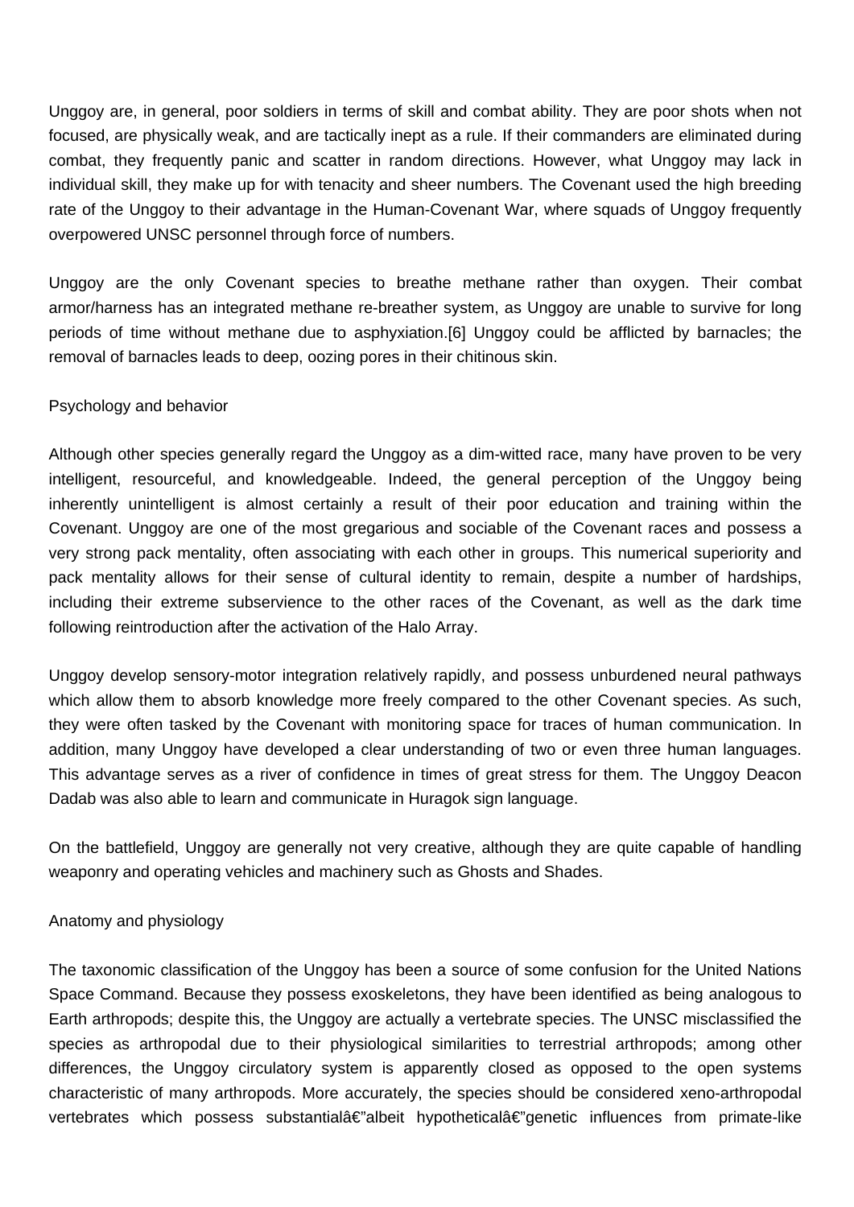Unggoy are, in general, poor soldiers in terms of skill and combat ability. They are poor shots when not focused, are physically weak, and are tactically inept as a rule. If their commanders are eliminated during combat, they frequently panic and scatter in random directions. However, what Unggoy may lack in individual skill, they make up for with tenacity and sheer numbers. The Covenant used the high breeding rate of the Unggoy to their advantage in the Human-Covenant War, where squads of Unggoy frequently overpowered UNSC personnel through force of numbers.

Unggoy are the only Covenant species to breathe methane rather than oxygen. Their combat armor/harness has an integrated methane re-breather system, as Unggoy are unable to survive for long periods of time without methane due to asphyxiation.[6] Unggoy could be afflicted by barnacles; the removal of barnacles leads to deep, oozing pores in their chitinous skin.

## Psychology and behavior

Although other species generally regard the Unggoy as a dim-witted race, many have proven to be very intelligent, resourceful, and knowledgeable. Indeed, the general perception of the Unggoy being inherently unintelligent is almost certainly a result of their poor education and training within the Covenant. Unggoy are one of the most gregarious and sociable of the Covenant races and possess a very strong pack mentality, often associating with each other in groups. This numerical superiority and pack mentality allows for their sense of cultural identity to remain, despite a number of hardships, including their extreme subservience to the other races of the Covenant, as well as the dark time following reintroduction after the activation of the Halo Array.

Unggoy develop sensory-motor integration relatively rapidly, and possess unburdened neural pathways which allow them to absorb knowledge more freely compared to the other Covenant species. As such, they were often tasked by the Covenant with monitoring space for traces of human communication. In addition, many Unggoy have developed a clear understanding of two or even three human languages. This advantage serves as a river of confidence in times of great stress for them. The Unggoy Deacon Dadab was also able to learn and communicate in Huragok sign language.

On the battlefield, Unggoy are generally not very creative, although they are quite capable of handling weaponry and operating vehicles and machinery such as Ghosts and Shades.

## Anatomy and physiology

The taxonomic classification of the Unggoy has been a source of some confusion for the United Nations Space Command. Because they possess exoskeletons, they have been identified as being analogous to Earth arthropods; despite this, the Unggoy are actually a vertebrate species. The UNSC misclassified the species as arthropodal due to their physiological similarities to terrestrial arthropods; among other differences, the Unggoy circulatory system is apparently closed as opposed to the open systems characteristic of many arthropods. More accurately, the species should be considered xeno-arthropodal vertebrates which possess substantialâ€"albeit hypotheticalâ€"genetic influences from primate-like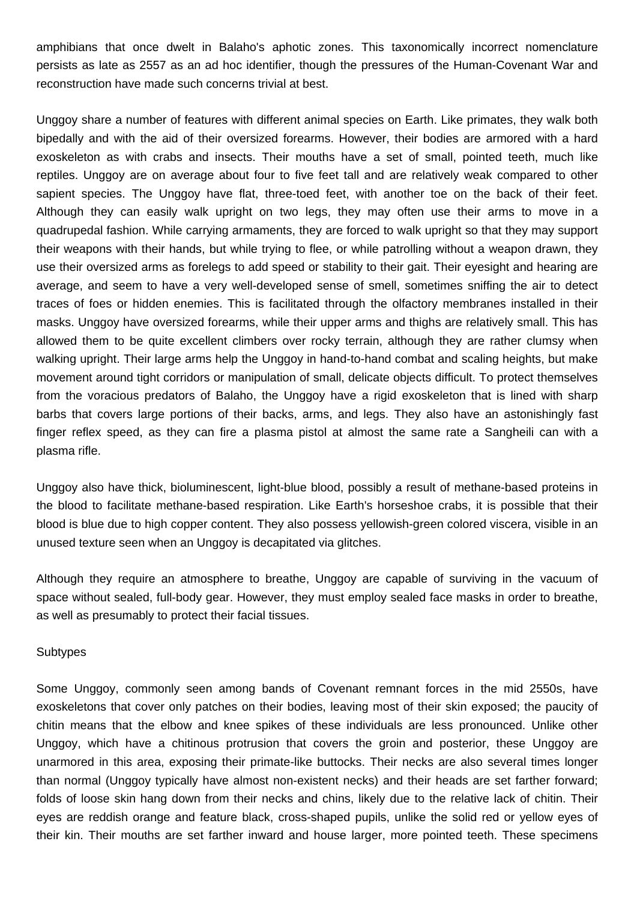amphibians that once dwelt in Balaho's aphotic zones. This taxonomically incorrect nomenclature persists as late as 2557 as an ad hoc identifier, though the pressures of the Human-Covenant War and reconstruction have made such concerns trivial at best.

Unggoy share a number of features with different animal species on Earth. Like primates, they walk both bipedally and with the aid of their oversized forearms. However, their bodies are armored with a hard exoskeleton as with crabs and insects. Their mouths have a set of small, pointed teeth, much like reptiles. Unggoy are on average about four to five feet tall and are relatively weak compared to other sapient species. The Unggoy have flat, three-toed feet, with another toe on the back of their feet. Although they can easily walk upright on two legs, they may often use their arms to move in a quadrupedal fashion. While carrying armaments, they are forced to walk upright so that they may support their weapons with their hands, but while trying to flee, or while patrolling without a weapon drawn, they use their oversized arms as forelegs to add speed or stability to their gait. Their eyesight and hearing are average, and seem to have a very well-developed sense of smell, sometimes sniffing the air to detect traces of foes or hidden enemies. This is facilitated through the olfactory membranes installed in their masks. Unggoy have oversized forearms, while their upper arms and thighs are relatively small. This has allowed them to be quite excellent climbers over rocky terrain, although they are rather clumsy when walking upright. Their large arms help the Unggoy in hand-to-hand combat and scaling heights, but make movement around tight corridors or manipulation of small, delicate objects difficult. To protect themselves from the voracious predators of Balaho, the Unggoy have a rigid exoskeleton that is lined with sharp barbs that covers large portions of their backs, arms, and legs. They also have an astonishingly fast finger reflex speed, as they can fire a plasma pistol at almost the same rate a Sangheili can with a plasma rifle.

Unggoy also have thick, bioluminescent, light-blue blood, possibly a result of methane-based proteins in the blood to facilitate methane-based respiration. Like Earth's horseshoe crabs, it is possible that their blood is blue due to high copper content. They also possess yellowish-green colored viscera, visible in an unused texture seen when an Unggoy is decapitated via glitches.

Although they require an atmosphere to breathe, Unggoy are capable of surviving in the vacuum of space without sealed, full-body gear. However, they must employ sealed face masks in order to breathe, as well as presumably to protect their facial tissues.

## Subtypes

Some Unggoy, commonly seen among bands of Covenant remnant forces in the mid 2550s, have exoskeletons that cover only patches on their bodies, leaving most of their skin exposed; the paucity of chitin means that the elbow and knee spikes of these individuals are less pronounced. Unlike other Unggoy, which have a chitinous protrusion that covers the groin and posterior, these Unggoy are unarmored in this area, exposing their primate-like buttocks. Their necks are also several times longer than normal (Unggoy typically have almost non-existent necks) and their heads are set farther forward; folds of loose skin hang down from their necks and chins, likely due to the relative lack of chitin. Their eyes are reddish orange and feature black, cross-shaped pupils, unlike the solid red or yellow eyes of their kin. Their mouths are set farther inward and house larger, more pointed teeth. These specimens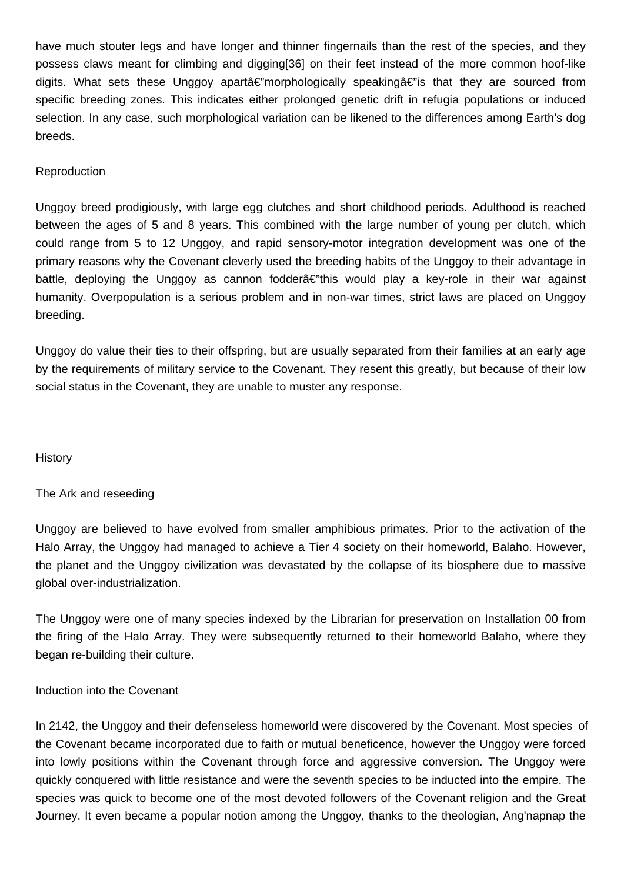have much stouter legs and have longer and thinner fingernails than the rest of the species, and they possess claws meant for climbing and digging[36] on their feet instead of the more common hoof-like digits. What sets these Unggoy apartâ€"morphologically speakingâ€"is that they are sourced from specific breeding zones. This indicates either prolonged genetic drift in refugia populations or induced selection. In any case, such morphological variation can be likened to the differences among Earth's dog breeds.

## Reproduction

Unggoy breed prodigiously, with large egg clutches and short childhood periods. Adulthood is reached between the ages of 5 and 8 years. This combined with the large number of young per clutch, which could range from 5 to 12 Unggoy, and rapid sensory-motor integration development was one of the primary reasons why the Covenant cleverly used the breeding habits of the Unggoy to their advantage in battle, deploying the Unggoy as cannon fodderâ€"this would play a key-role in their war against humanity. Overpopulation is a serious problem and in non-war times, strict laws are placed on Unggoy breeding.

Unggoy do value their ties to their offspring, but are usually separated from their families at an early age by the requirements of military service to the Covenant. They resent this greatly, but because of their low social status in the Covenant, they are unable to muster any response.

## History

### The Ark and reseeding

Unggoy are believed to have evolved from smaller amphibious primates. Prior to the activation of the Halo Array, the Unggoy had managed to achieve a Tier 4 society on their homeworld, Balaho. However, the planet and the Unggoy civilization was devastated by the collapse of its biosphere due to massive global over-industrialization.

The Unggoy were one of many species indexed by the Librarian for preservation on Installation 00 from the firing of the Halo Array. They were subsequently returned to their homeworld Balaho, where they began re-building their culture.

### Induction into the Covenant

In 2142, the Unggoy and their defenseless homeworld were discovered by the Covenant. Most species of the Covenant became incorporated due to faith or mutual beneficence, however the Unggoy were forced into lowly positions within the Covenant through force and aggressive conversion. The Unggoy were quickly conquered with little resistance and were the seventh species to be inducted into the empire. The species was quick to become one of the most devoted followers of the Covenant religion and the Great Journey. It even became a popular notion among the Unggoy, thanks to the theologian, Ang'napnap the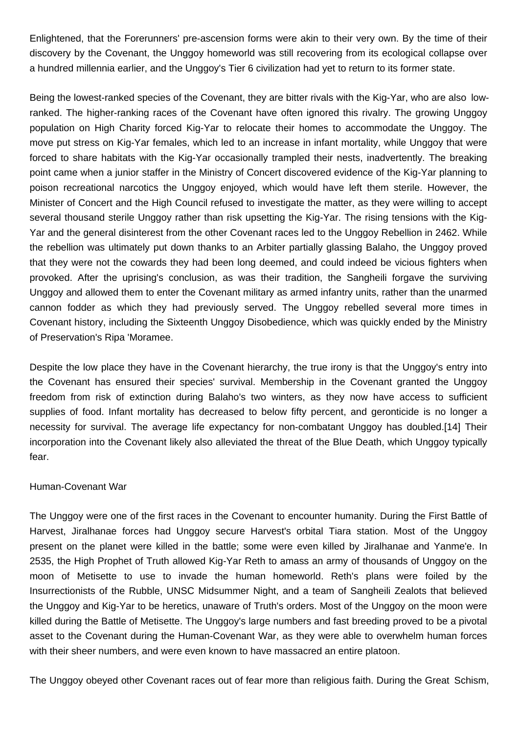Enlightened, that the Forerunners' pre-ascension forms were akin to their very own. By the time of their discovery by the Covenant, the Unggoy homeworld was still recovering from its ecological collapse over a hundred millennia earlier, and the Unggoy's Tier 6 civilization had yet to return to its former state.

Being the lowest-ranked species of the Covenant, they are bitter rivals with the Kig-Yar, who are also low-ranked. The higher-ranking races of the Covenant have often ignored this rivalry. The growing Unggoy population on High Charity forced Kig-Yar to relocate their homes to accommodate the Unggoy. The move put stress on Kig-Yar females, which led to an increase in infant mortality, while Unggoy that were forced to share habitats with the Kig-Yar occasionally trampled their nests, inadvertently. The breaking point came when a junior staffer in the Ministry of Concert discovered evidence of the Kig-Yar planning to poison recreational narcotics the Unggoy enjoyed, which would have left them sterile. However, the Minister of Concert and the High Council refused to investigate the matter, as they were willing to accept several thousand sterile Unggoy rather than risk upsetting the Kig-Yar. The rising tensions with the Kig-Yar and the general disinterest from the other Covenant races led to the Unggoy Rebellion in 2462. While the rebellion was ultimately put down thanks to an Arbiter partially glassing Balaho, the Unggoy proved that they were not the cowards they had been long deemed, and could indeed be vicious fighters when provoked. After the uprising's conclusion, as was their tradition, the Sangheili forgave the surviving Unggoy and allowed them to enter the Covenant military as armed infantry units, rather than the unarmed cannon fodder as which they had previously served. The Unggoy rebelled several more times in Covenant history, including the Sixteenth Unggoy Disobedience, which was quickly ended by the Ministry of Preservation's Ripa 'Moramee.

Despite the low place they have in the Covenant hierarchy, the true irony is that the Unggoy's entry into the Covenant has ensured their species' survival. Membership in the Covenant granted the Unggoy freedom from risk of extinction during Balaho's two winters, as they now have access to sufficient supplies of food. Infant mortality has decreased to below fifty percent, and geronticide is no longer a necessity for survival. The average life expectancy for non-combatant Unggoy has doubled.[14] Their incorporation into the Covenant likely also alleviated the threat of the Blue Death, which Unggoy typically fear.

## Human-Covenant War

The Unggoy were one of the first races in the Covenant to encounter humanity. During the First Battle of Harvest, Jiralhanae forces had Unggoy secure Harvest's orbital Tiara station. Most of the Unggoy present on the planet were killed in the battle; some were even killed by Jiralhanae and Yanme'e. In 2535, the High Prophet of Truth allowed Kig-Yar Reth to amass an army of thousands of Unggoy on the moon of Metisette to use to invade the human homeworld. Reth's plans were foiled by the Insurrectionists of the Rubble, UNSC Midsummer Night, and a team of Sangheili Zealots that believed the Unggoy and Kig-Yar to be heretics, unaware of Truth's orders. Most of the Unggoy on the moon were killed during the Battle of Metisette. The Unggoy's large numbers and fast breeding proved to be a pivotal asset to the Covenant during the Human-Covenant War, as they were able to overwhelm human forces with their sheer numbers, and were even known to have massacred an entire platoon.

The Unggoy obeyed other Covenant races out of fear more than religious faith. During the Great Schism,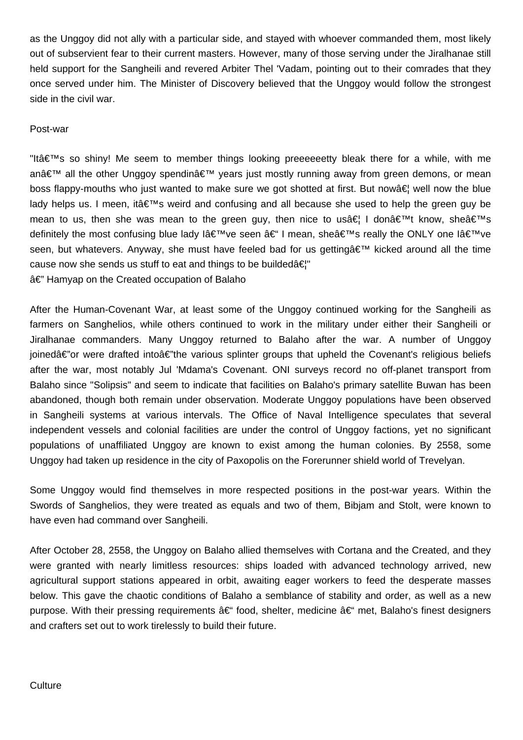as the Unggoy did not ally with a particular side, and stayed with whoever commanded them, most likely out of subservient fear to their current masters. However, many of those serving under the Jiralhanae still held support for the Sangheili and revered Arbiter Thel 'Vadam, pointing out to their comrades that they once served under him. The Minister of Discovery believed that the Unggoy would follow the strongest side in the civil war.

## Post-war

"Itâ€™s so shiny! Me seem to member things looking preeeeeetty bleak there for a while, with me anâ€™ all the other Unggoy spendinâ€™ years just mostly running away from green demons, or mean boss flappy-mouths who just wanted to make sure we got shotted at first. But nowâ€¦ well now the blue lady helps us. I meen, itâ€™s weird and confusing and all because she used to help the green guy be mean to us, then she was mean to the green guy, then nice to usâ€¦ I donâ€™t know, sheâ€™s definitely the most confusing blue lady Iâ€™ve seen â€“ I mean, sheâ€™s really the ONLY one Iâ€™ve seen, but whatevers. Anyway, she must have feeled bad for us gettingâ€™ kicked around all the time cause now she sends us stuff to eat and things to be buildedâ€¦"
â€” Hamyap on the Created occupation of Balaho

After the Human-Covenant War, at least some of the Unggoy continued working for the Sangheili as farmers on Sanghelios, while others continued to work in the military under either their Sangheili or Jiralhanae commanders. Many Unggoy returned to Balaho after the war. A number of Unggoy joinedâ€”or were drafted intoâ€"the various splinter groups that upheld the Covenant's religious beliefs after the war, most notably Jul 'Mdama's Covenant. ONI surveys record no off-planet transport from Balaho since "Solipsis" and seem to indicate that facilities on Balaho's primary satellite Buwan has been abandoned, though both remain under observation. Moderate Unggoy populations have been observed in Sangheili systems at various intervals. The Office of Naval Intelligence speculates that several independent vessels and colonial facilities are under the control of Unggoy factions, yet no significant populations of unaffiliated Unggoy are known to exist among the human colonies. By 2558, some Unggoy had taken up residence in the city of Paxopolis on the Forerunner shield world of Trevelyan.

Some Unggoy would find themselves in more respected positions in the post-war years. Within the Swords of Sanghelios, they were treated as equals and two of them, Bibjam and Stolt, were known to have even had command over Sangheili.

After October 28, 2558, the Unggoy on Balaho allied themselves with Cortana and the Created, and they were granted with nearly limitless resources: ships loaded with advanced technology arrived, new agricultural support stations appeared in orbit, awaiting eager workers to feed the desperate masses below. This gave the chaotic conditions of Balaho a semblance of stability and order, as well as a new purpose. With their pressing requirements â€“ food, shelter, medicine â€“ met, Balaho's finest designers and crafters set out to work tirelessly to build their future.

## Culture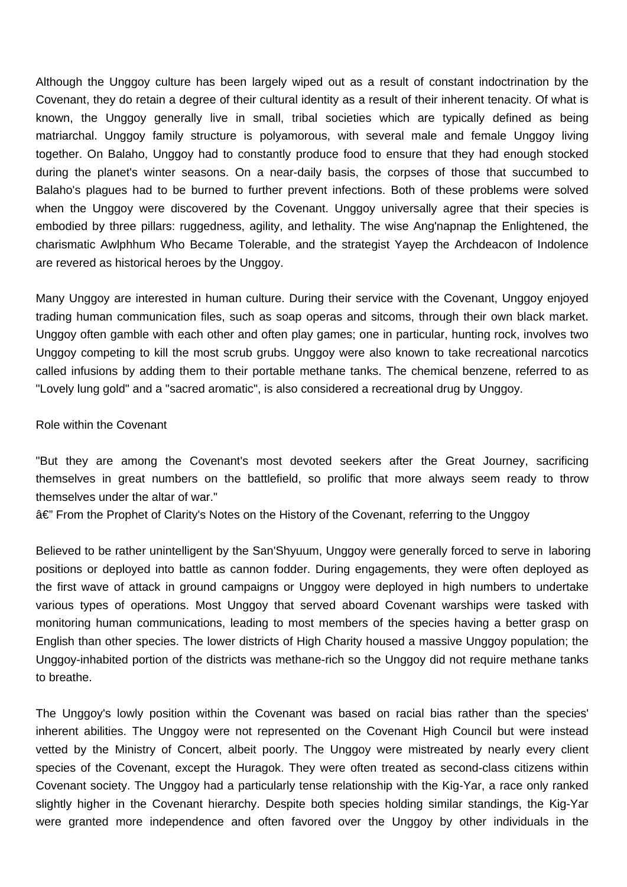Although the Unggoy culture has been largely wiped out as a result of constant indoctrination by the Covenant, they do retain a degree of their cultural identity as a result of their inherent tenacity. Of what is known, the Unggoy generally live in small, tribal societies which are typically defined as being matriarchal. Unggoy family structure is polyamorous, with several male and female Unggoy living together. On Balaho, Unggoy had to constantly produce food to ensure that they had enough stocked during the planet's winter seasons. On a near-daily basis, the corpses of those that succumbed to Balaho's plagues had to be burned to further prevent infections. Both of these problems were solved when the Unggoy were discovered by the Covenant. Unggoy universally agree that their species is embodied by three pillars: ruggedness, agility, and lethality. The wise Ang'napnap the Enlightened, the charismatic Awlphhum Who Became Tolerable, and the strategist Yayep the Archdeacon of Indolence are revered as historical heroes by the Unggoy.

Many Unggoy are interested in human culture. During their service with the Covenant, Unggoy enjoyed trading human communication files, such as soap operas and sitcoms, through their own black market. Unggoy often gamble with each other and often play games; one in particular, hunting rock, involves two Unggoy competing to kill the most scrub grubs. Unggoy were also known to take recreational narcotics called infusions by adding them to their portable methane tanks. The chemical benzene, referred to as "Lovely lung gold" and a "sacred aromatic", is also considered a recreational drug by Unggoy.

## Role within the Covenant

"But they are among the Covenant's most devoted seekers after the Great Journey, sacrificing themselves in great numbers on the battlefield, so prolific that more always seem ready to throw themselves under the altar of war."
â€" From the Prophet of Clarity's Notes on the History of the Covenant, referring to the Unggoy

Believed to be rather unintelligent by the San'Shyuum, Unggoy were generally forced to serve in laboring positions or deployed into battle as cannon fodder. During engagements, they were often deployed as the first wave of attack in ground campaigns or Unggoy were deployed in high numbers to undertake various types of operations. Most Unggoy that served aboard Covenant warships were tasked with monitoring human communications, leading to most members of the species having a better grasp on English than other species. The lower districts of High Charity housed a massive Unggoy population; the Unggoy-inhabited portion of the districts was methane-rich so the Unggoy did not require methane tanks to breathe.

The Unggoy's lowly position within the Covenant was based on racial bias rather than the species' inherent abilities. The Unggoy were not represented on the Covenant High Council but were instead vetted by the Ministry of Concert, albeit poorly. The Unggoy were mistreated by nearly every client species of the Covenant, except the Huragok. They were often treated as second-class citizens within Covenant society. The Unggoy had a particularly tense relationship with the Kig-Yar, a race only ranked slightly higher in the Covenant hierarchy. Despite both species holding similar standings, the Kig-Yar were granted more independence and often favored over the Unggoy by other individuals in the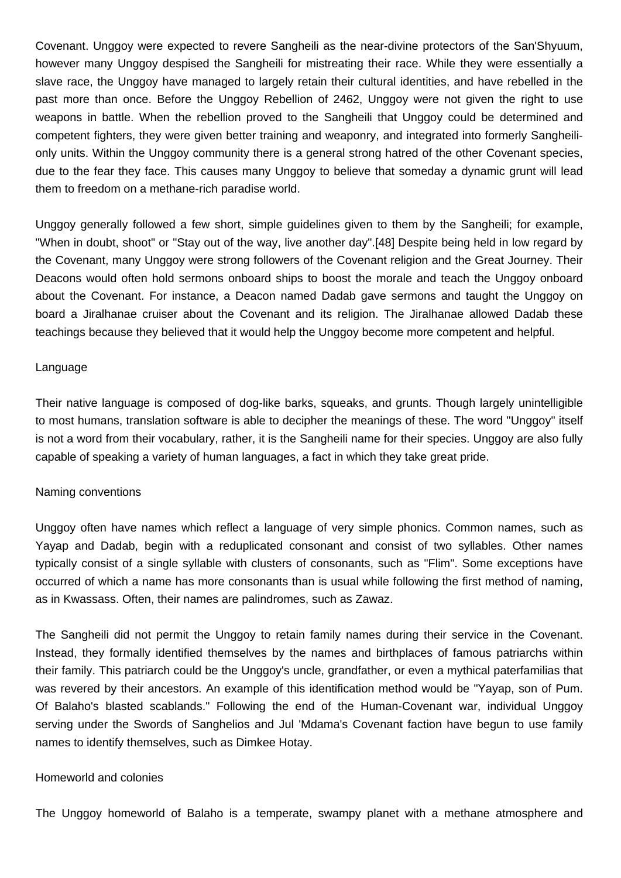Covenant. Unggoy were expected to revere Sangheili as the near-divine protectors of the San'Shyuum, however many Unggoy despised the Sangheili for mistreating their race. While they were essentially a slave race, the Unggoy have managed to largely retain their cultural identities, and have rebelled in the past more than once. Before the Unggoy Rebellion of 2462, Unggoy were not given the right to use weapons in battle. When the rebellion proved to the Sangheili that Unggoy could be determined and competent fighters, they were given better training and weaponry, and integrated into formerly Sangheili-only units. Within the Unggoy community there is a general strong hatred of the other Covenant species, due to the fear they face. This causes many Unggoy to believe that someday a dynamic grunt will lead them to freedom on a methane-rich paradise world.

Unggoy generally followed a few short, simple guidelines given to them by the Sangheili; for example, "When in doubt, shoot" or "Stay out of the way, live another day".[48] Despite being held in low regard by the Covenant, many Unggoy were strong followers of the Covenant religion and the Great Journey. Their Deacons would often hold sermons onboard ships to boost the morale and teach the Unggoy onboard about the Covenant. For instance, a Deacon named Dadab gave sermons and taught the Unggoy on board a Jiralhanae cruiser about the Covenant and its religion. The Jiralhanae allowed Dadab these teachings because they believed that it would help the Unggoy become more competent and helpful.

## Language

Their native language is composed of dog-like barks, squeaks, and grunts. Though largely unintelligible to most humans, translation software is able to decipher the meanings of these. The word "Unggoy" itself is not a word from their vocabulary, rather, it is the Sangheili name for their species. Unggoy are also fully capable of speaking a variety of human languages, a fact in which they take great pride.

## Naming conventions

Unggoy often have names which reflect a language of very simple phonics. Common names, such as Yayap and Dadab, begin with a reduplicated consonant and consist of two syllables. Other names typically consist of a single syllable with clusters of consonants, such as "Flim". Some exceptions have occurred of which a name has more consonants than is usual while following the first method of naming, as in Kwassass. Often, their names are palindromes, such as Zawaz.

The Sangheili did not permit the Unggoy to retain family names during their service in the Covenant. Instead, they formally identified themselves by the names and birthplaces of famous patriarchs within their family. This patriarch could be the Unggoy's uncle, grandfather, or even a mythical paterfamilias that was revered by their ancestors. An example of this identification method would be "Yayap, son of Pum. Of Balaho's blasted scablands." Following the end of the Human-Covenant war, individual Unggoy serving under the Swords of Sanghelios and Jul 'Mdama's Covenant faction have begun to use family names to identify themselves, such as Dimkee Hotay.

## Homeworld and colonies

The Unggoy homeworld of Balaho is a temperate, swampy planet with a methane atmosphere and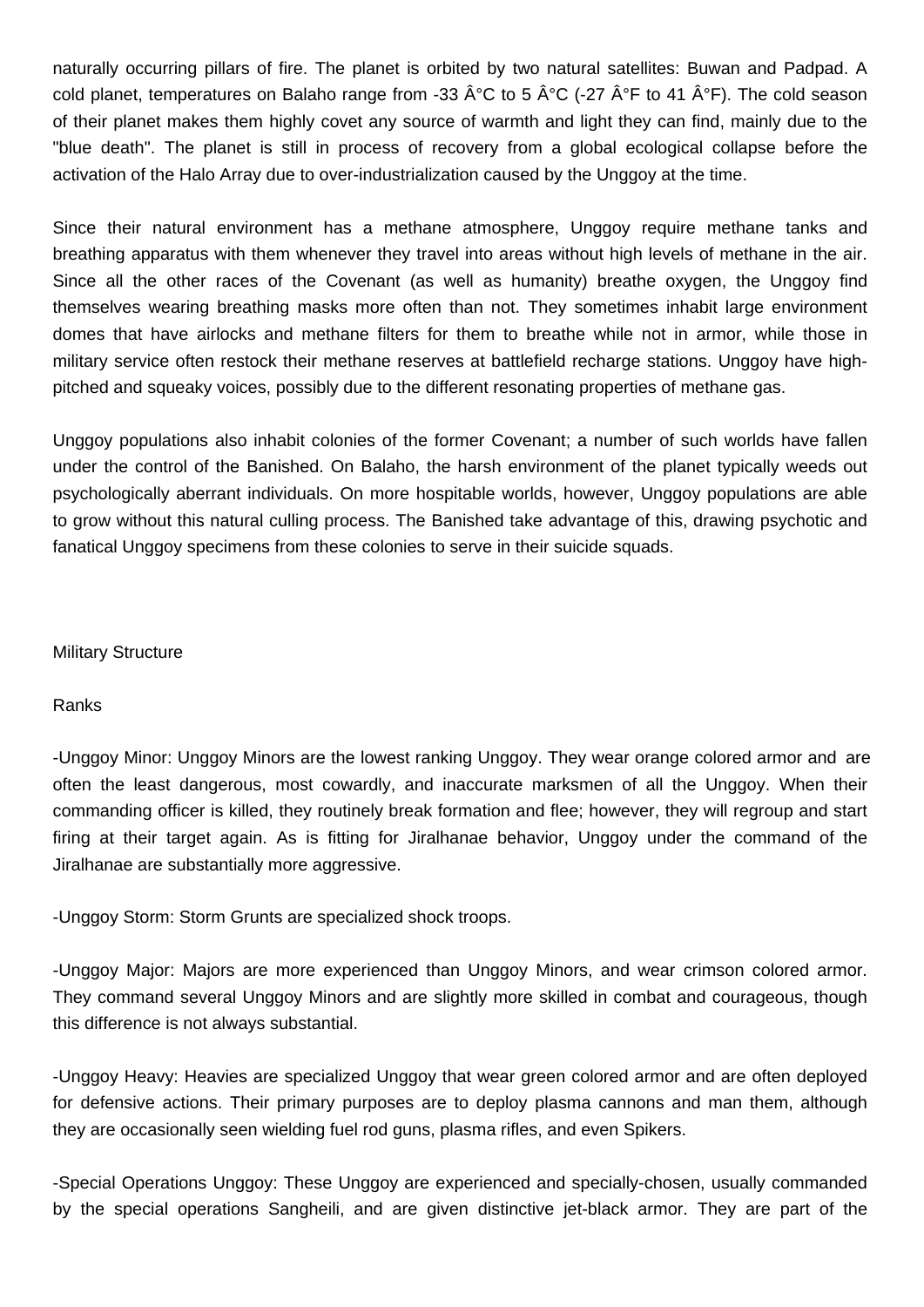naturally occurring pillars of fire. The planet is orbited by two natural satellites: Buwan and Padpad. A cold planet, temperatures on Balaho range from -33 Â°C to 5 Â°C (-27 Â°F to 41 Â°F). The cold season of their planet makes them highly covet any source of warmth and light they can find, mainly due to the "blue death". The planet is still in process of recovery from a global ecological collapse before the activation of the Halo Array due to over-industrialization caused by the Unggoy at the time.

Since their natural environment has a methane atmosphere, Unggoy require methane tanks and breathing apparatus with them whenever they travel into areas without high levels of methane in the air. Since all the other races of the Covenant (as well as humanity) breathe oxygen, the Unggoy find themselves wearing breathing masks more often than not. They sometimes inhabit large environment domes that have airlocks and methane filters for them to breathe while not in armor, while those in military service often restock their methane reserves at battlefield recharge stations. Unggoy have high-pitched and squeaky voices, possibly due to the different resonating properties of methane gas.

Unggoy populations also inhabit colonies of the former Covenant; a number of such worlds have fallen under the control of the Banished. On Balaho, the harsh environment of the planet typically weeds out psychologically aberrant individuals. On more hospitable worlds, however, Unggoy populations are able to grow without this natural culling process. The Banished take advantage of this, drawing psychotic and fanatical Unggoy specimens from these colonies to serve in their suicide squads.

## Military Structure

### Ranks

-Unggoy Minor: Unggoy Minors are the lowest ranking Unggoy. They wear orange colored armor and are often the least dangerous, most cowardly, and inaccurate marksmen of all the Unggoy. When their commanding officer is killed, they routinely break formation and flee; however, they will regroup and start firing at their target again. As is fitting for Jiralhanae behavior, Unggoy under the command of the Jiralhanae are substantially more aggressive.

-Unggoy Storm: Storm Grunts are specialized shock troops.

-Unggoy Major: Majors are more experienced than Unggoy Minors, and wear crimson colored armor. They command several Unggoy Minors and are slightly more skilled in combat and courageous, though this difference is not always substantial.

-Unggoy Heavy: Heavies are specialized Unggoy that wear green colored armor and are often deployed for defensive actions. Their primary purposes are to deploy plasma cannons and man them, although they are occasionally seen wielding fuel rod guns, plasma rifles, and even Spikers.

-Special Operations Unggoy: These Unggoy are experienced and specially-chosen, usually commanded by the special operations Sangheili, and are given distinctive jet-black armor. They are part of the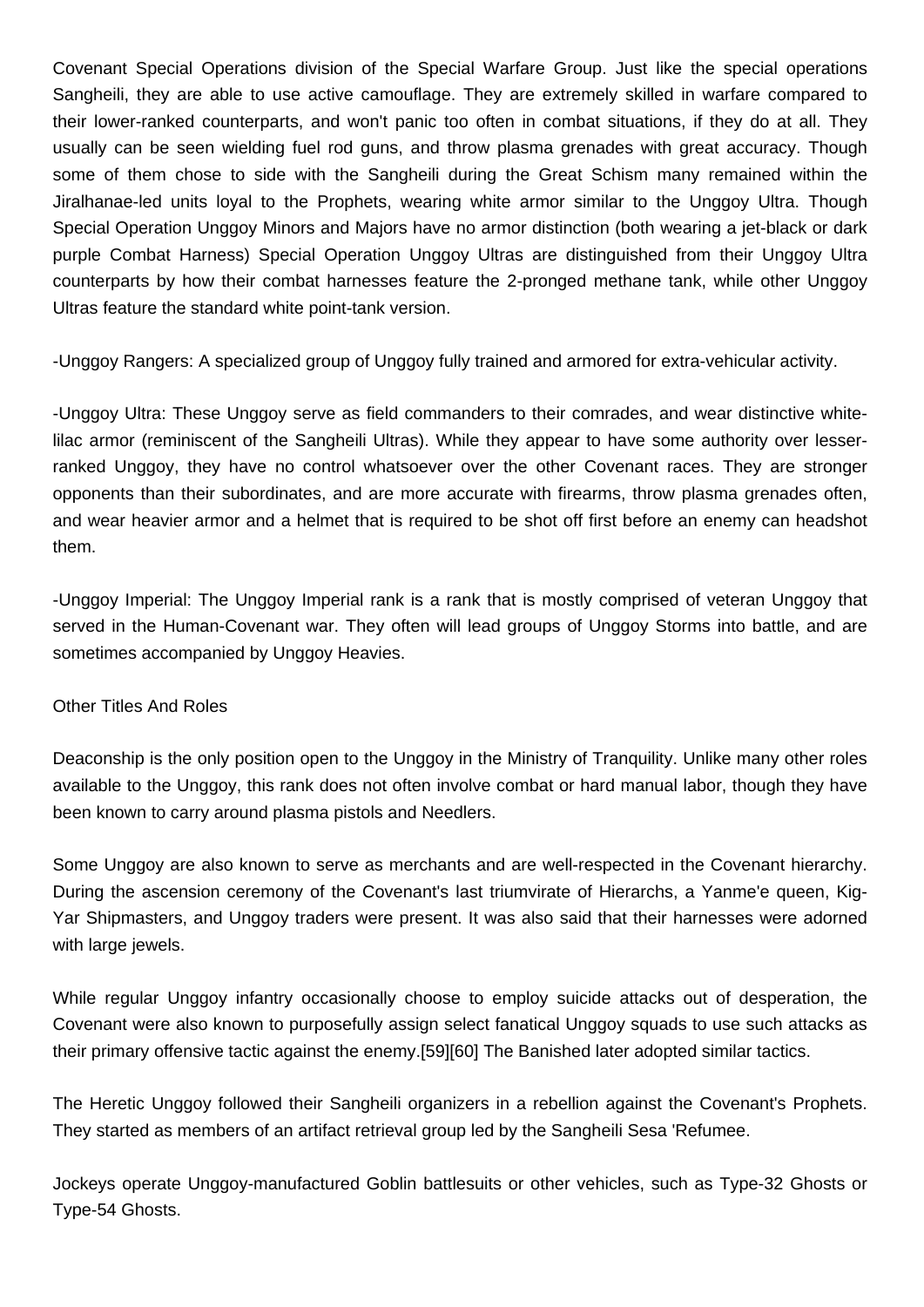Covenant Special Operations division of the Special Warfare Group. Just like the special operations Sangheili, they are able to use active camouflage. They are extremely skilled in warfare compared to their lower-ranked counterparts, and won't panic too often in combat situations, if they do at all. They usually can be seen wielding fuel rod guns, and throw plasma grenades with great accuracy. Though some of them chose to side with the Sangheili during the Great Schism many remained within the Jiralhanae-led units loyal to the Prophets, wearing white armor similar to the Unggoy Ultra. Though Special Operation Unggoy Minors and Majors have no armor distinction (both wearing a jet-black or dark purple Combat Harness) Special Operation Unggoy Ultras are distinguished from their Unggoy Ultra counterparts by how their combat harnesses feature the 2-pronged methane tank, while other Unggoy Ultras feature the standard white point-tank version.

-Unggoy Rangers: A specialized group of Unggoy fully trained and armored for extra-vehicular activity.

-Unggoy Ultra: These Unggoy serve as field commanders to their comrades, and wear distinctive white-lilac armor (reminiscent of the Sangheili Ultras). While they appear to have some authority over lesser-ranked Unggoy, they have no control whatsoever over the other Covenant races. They are stronger opponents than their subordinates, and are more accurate with firearms, throw plasma grenades often, and wear heavier armor and a helmet that is required to be shot off first before an enemy can headshot them.

-Unggoy Imperial: The Unggoy Imperial rank is a rank that is mostly comprised of veteran Unggoy that served in the Human-Covenant war. They often will lead groups of Unggoy Storms into battle, and are sometimes accompanied by Unggoy Heavies.

Other Titles And Roles

Deaconship is the only position open to the Unggoy in the Ministry of Tranquility. Unlike many other roles available to the Unggoy, this rank does not often involve combat or hard manual labor, though they have been known to carry around plasma pistols and Needlers.

Some Unggoy are also known to serve as merchants and are well-respected in the Covenant hierarchy. During the ascension ceremony of the Covenant's last triumvirate of Hierarchs, a Yanme'e queen, Kig-Yar Shipmasters, and Unggoy traders were present. It was also said that their harnesses were adorned with large jewels.

While regular Unggoy infantry occasionally choose to employ suicide attacks out of desperation, the Covenant were also known to purposefully assign select fanatical Unggoy squads to use such attacks as their primary offensive tactic against the enemy.[59][60] The Banished later adopted similar tactics.

The Heretic Unggoy followed their Sangheili organizers in a rebellion against the Covenant's Prophets. They started as members of an artifact retrieval group led by the Sangheili Sesa 'Refumee.

Jockeys operate Unggoy-manufactured Goblin battlesuits or other vehicles, such as Type-32 Ghosts or Type-54 Ghosts.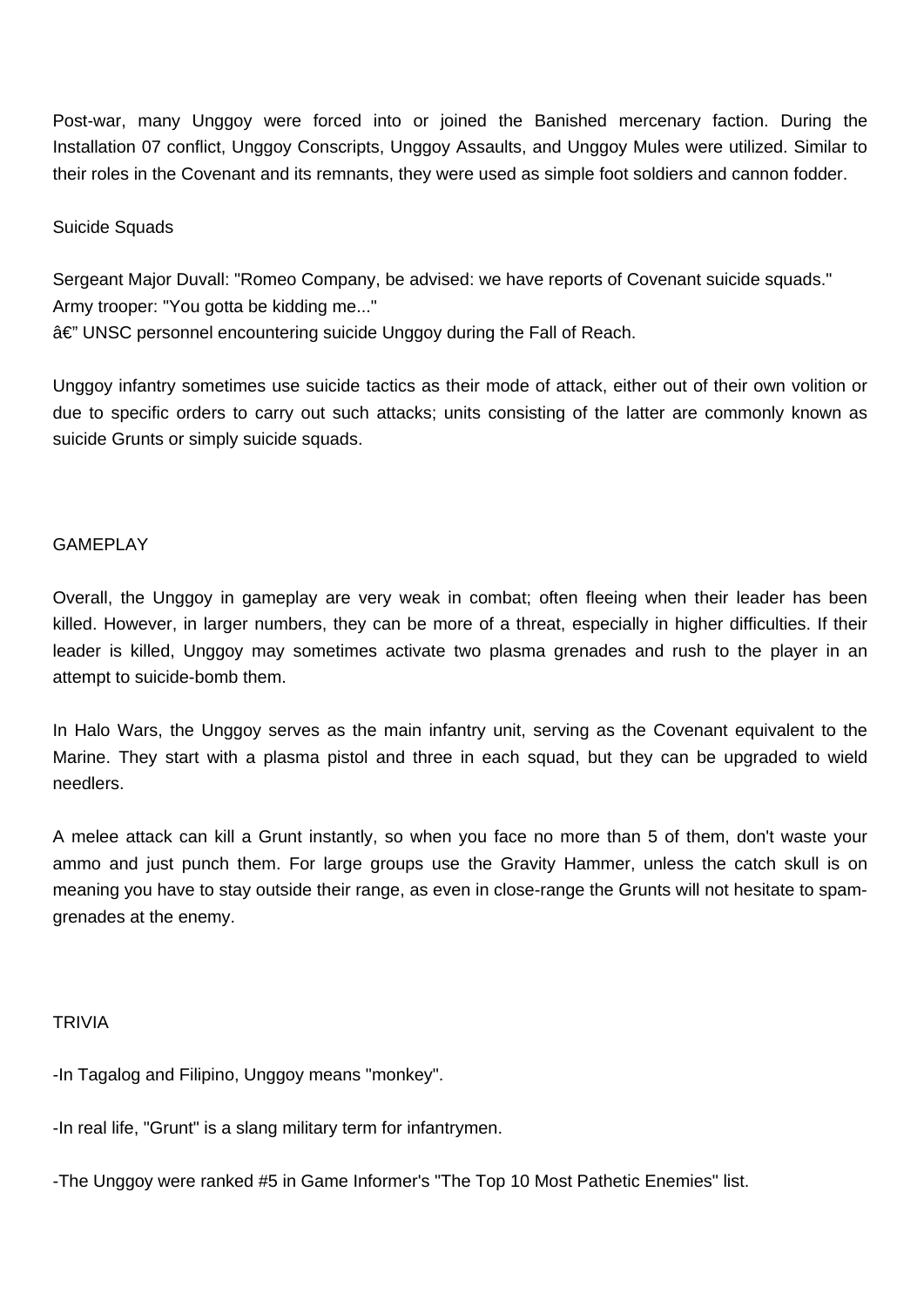Post-war, many Unggoy were forced into or joined the Banished mercenary faction. During the Installation 07 conflict, Unggoy Conscripts, Unggoy Assaults, and Unggoy Mules were utilized. Similar to their roles in the Covenant and its remnants, they were used as simple foot soldiers and cannon fodder.

## Suicide Squads

Sergeant Major Duvall: "Romeo Company, be advised: we have reports of Covenant suicide squads."
Army trooper: "You gotta be kidding me..."
â€" UNSC personnel encountering suicide Unggoy during the Fall of Reach.

Unggoy infantry sometimes use suicide tactics as their mode of attack, either out of their own volition or due to specific orders to carry out such attacks; units consisting of the latter are commonly known as suicide Grunts or simply suicide squads.

## GAMEPLAY

Overall, the Unggoy in gameplay are very weak in combat; often fleeing when their leader has been killed. However, in larger numbers, they can be more of a threat, especially in higher difficulties. If their leader is killed, Unggoy may sometimes activate two plasma grenades and rush to the player in an attempt to suicide-bomb them.

In Halo Wars, the Unggoy serves as the main infantry unit, serving as the Covenant equivalent to the Marine. They start with a plasma pistol and three in each squad, but they can be upgraded to wield needlers.

A melee attack can kill a Grunt instantly, so when you face no more than 5 of them, don't waste your ammo and just punch them. For large groups use the Gravity Hammer, unless the catch skull is on meaning you have to stay outside their range, as even in close-range the Grunts will not hesitate to spam-grenades at the enemy.

## TRIVIA

-In Tagalog and Filipino, Unggoy means "monkey".

-In real life, "Grunt" is a slang military term for infantrymen.

-The Unggoy were ranked #5 in Game Informer's "The Top 10 Most Pathetic Enemies" list.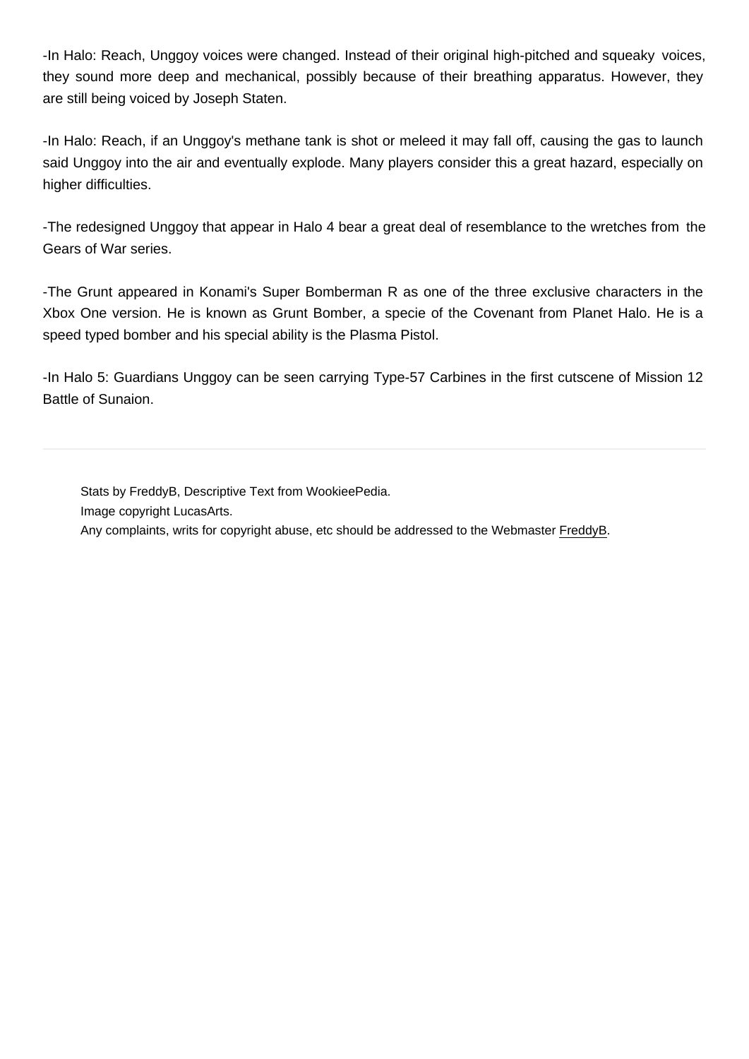-In Halo: Reach, Unggoy voices were changed. Instead of their original high-pitched and squeaky voices, they sound more deep and mechanical, possibly because of their breathing apparatus. However, they are still being voiced by Joseph Staten.

-In Halo: Reach, if an Unggoy's methane tank is shot or meleed it may fall off, causing the gas to launch said Unggoy into the air and eventually explode. Many players consider this a great hazard, especially on higher difficulties.

-The redesigned Unggoy that appear in Halo 4 bear a great deal of resemblance to the wretches from the Gears of War series.

-The Grunt appeared in Konami's Super Bomberman R as one of the three exclusive characters in the Xbox One version. He is known as Grunt Bomber, a specie of the Covenant from Planet Halo. He is a speed typed bomber and his special ability is the Plasma Pistol.

-In Halo 5: Guardians Unggoy can be seen carrying Type-57 Carbines in the first cutscene of Mission 12 Battle of Sunaion.

---

Stats by FreddyB, Descriptive Text from WookieePedia.
Image copyright LucasArts.
Any complaints, writs for copyright abuse, etc should be addressed to the Webmaster FreddyB.